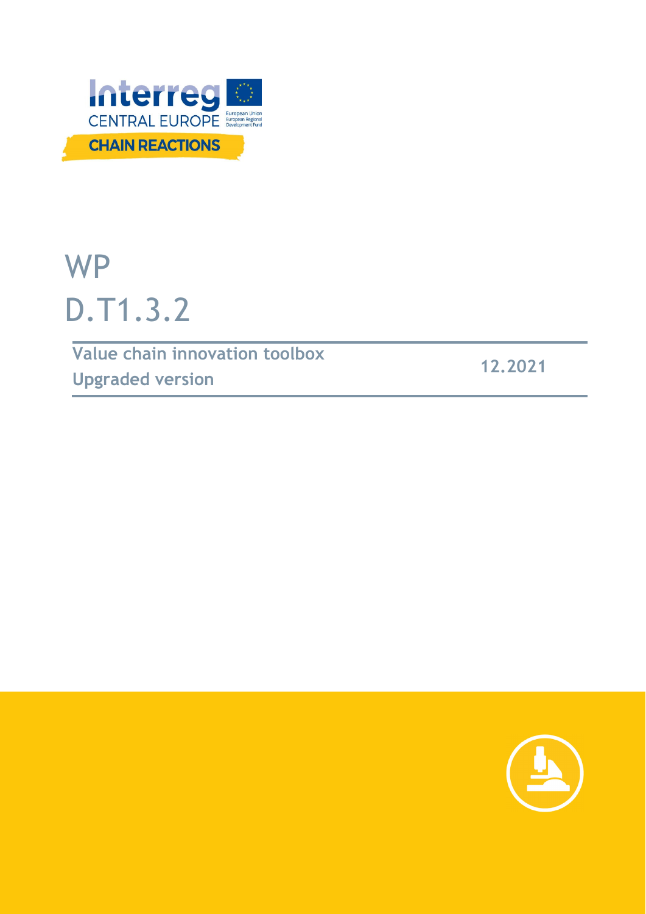Interreg CENTRAL EUROPE

European Union
European Regional Development Fund

CHAIN REACTIONS

# WP D.T1.3.2

**Value chain innovation toolbox**
**Upgraded version**

**12.2021**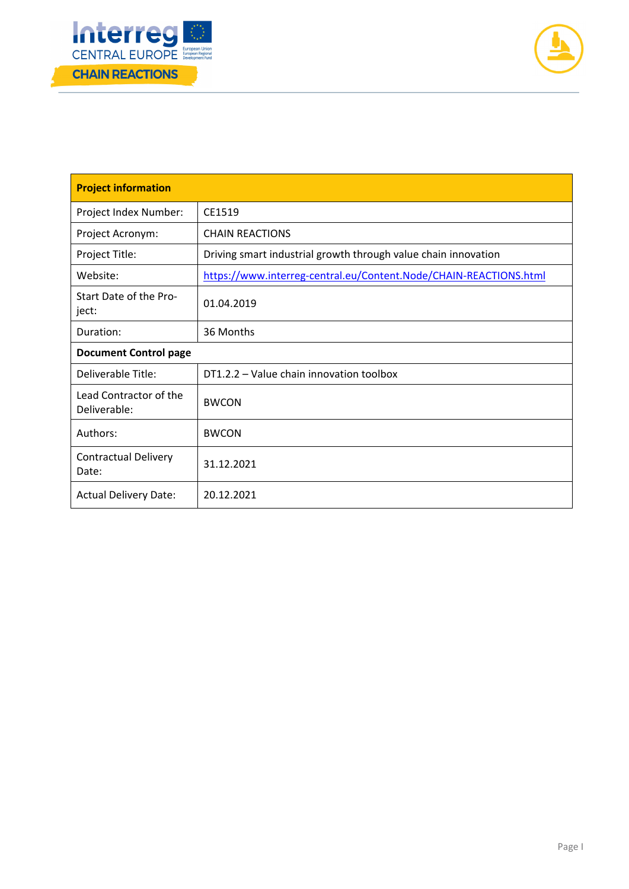| Project information | |
|---|---|
| Project Index Number: | CE1519 |
| Project Acronym: | CHAIN REACTIONS |
| Project Title: | Driving smart industrial growth through value chain innovation |
| Website: | https://www.interreg-central.eu/Content.Node/CHAIN-REACTIONS.html |
| Start Date of the Project: | 01.04.2019 |
| Duration: | 36 Months |
| **Document Control page** | |
| Deliverable Title: | DT1.2.2 – Value chain innovation toolbox |
| Lead Contractor of the Deliverable: | BWCON |
| Authors: | BWCON |
| Contractual Delivery Date: | 31.12.2021 |
| Actual Delivery Date: | 20.12.2021 |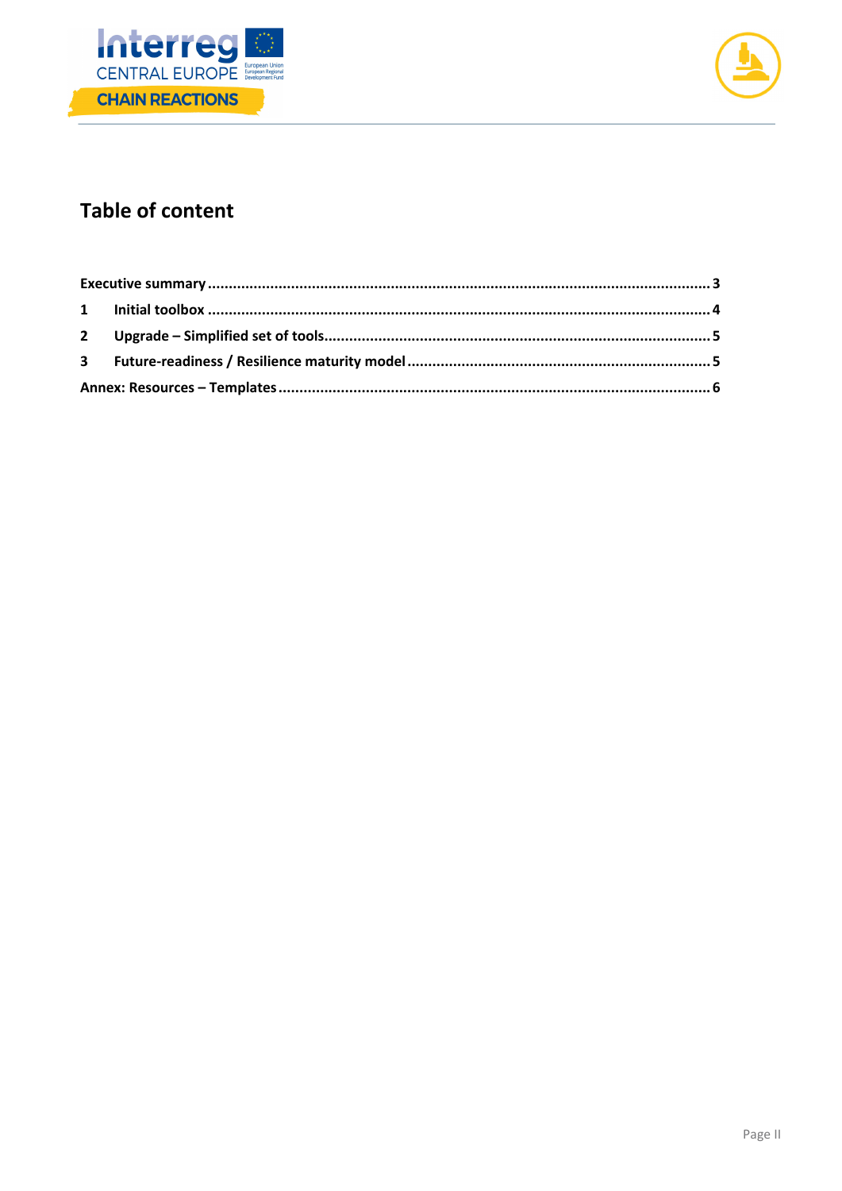## Table of content

Executive summary ........................................................................................................................ 3

1 Initial toolbox ........................................................................................................................ 4

2 Upgrade – Simplified set of tools............................................................................................ 5

3 Future-readiness / Resilience maturity model ........................................................................ 5

Annex: Resources – Templates ........................................................................................................ 6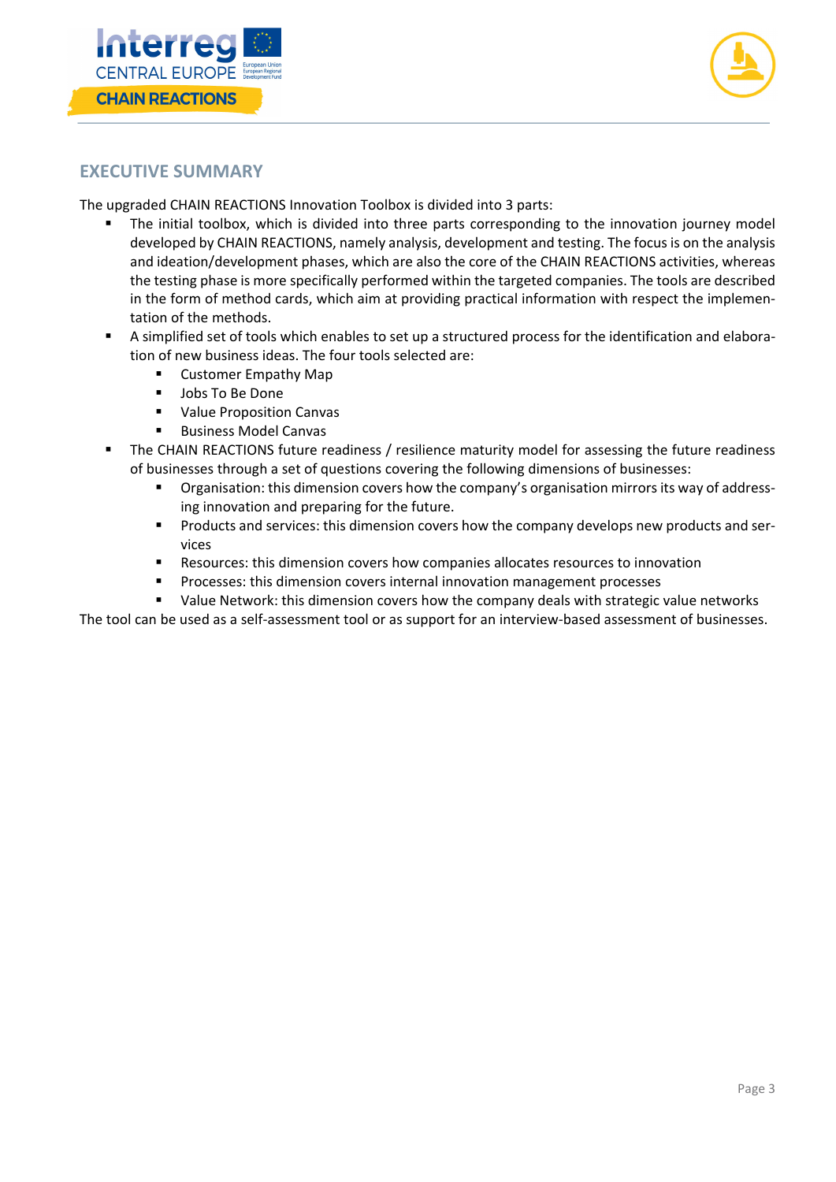## EXECUTIVE SUMMARY

The upgraded CHAIN REACTIONS Innovation Toolbox is divided into 3 parts:

- The initial toolbox, which is divided into three parts corresponding to the innovation journey model developed by CHAIN REACTIONS, namely analysis, development and testing. The focus is on the analysis and ideation/development phases, which are also the core of the CHAIN REACTIONS activities, whereas the testing phase is more specifically performed within the targeted companies. The tools are described in the form of method cards, which aim at providing practical information with respect the implementation of the methods.
- A simplified set of tools which enables to set up a structured process for the identification and elaboration of new business ideas. The four tools selected are:
  - Customer Empathy Map
  - Jobs To Be Done
  - Value Proposition Canvas
  - Business Model Canvas
- The CHAIN REACTIONS future readiness / resilience maturity model for assessing the future readiness of businesses through a set of questions covering the following dimensions of businesses:
  - Organisation: this dimension covers how the company's organisation mirrors its way of addressing innovation and preparing for the future.
  - Products and services: this dimension covers how the company develops new products and services
  - Resources: this dimension covers how companies allocates resources to innovation
  - Processes: this dimension covers internal innovation management processes
  - Value Network: this dimension covers how the company deals with strategic value networks

The tool can be used as a self-assessment tool or as support for an interview-based assessment of businesses.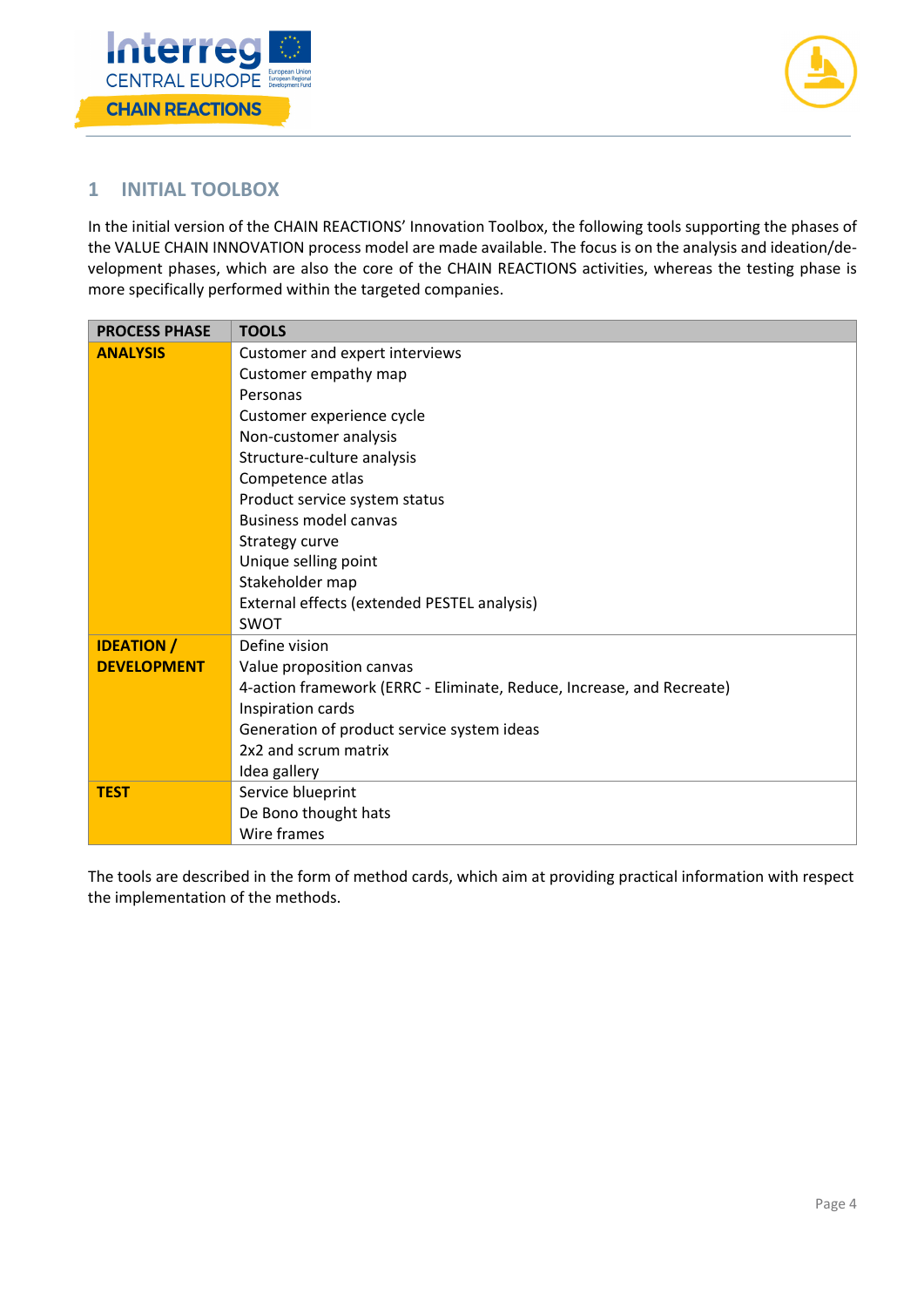# 1 INITIAL TOOLBOX

In the initial version of the CHAIN REACTIONS' Innovation Toolbox, the following tools supporting the phases of the VALUE CHAIN INNOVATION process model are made available. The focus is on the analysis and ideation/development phases, which are also the core of the CHAIN REACTIONS activities, whereas the testing phase is more specifically performed within the targeted companies.

| PROCESS PHASE | TOOLS |
|---|---|
| **ANALYSIS** | Customer and expert interviews<br>Customer empathy map<br>Personas<br>Customer experience cycle<br>Non-customer analysis<br>Structure-culture analysis<br>Competence atlas<br>Product service system status<br>Business model canvas<br>Strategy curve<br>Unique selling point<br>Stakeholder map<br>External effects (extended PESTEL analysis)<br>SWOT |
| **IDEATION / DEVELOPMENT** | Define vision<br>Value proposition canvas<br>4-action framework (ERRC - Eliminate, Reduce, Increase, and Recreate)<br>Inspiration cards<br>Generation of product service system ideas<br>2x2 and scrum matrix<br>Idea gallery |
| **TEST** | Service blueprint<br>De Bono thought hats<br>Wire frames |

The tools are described in the form of method cards, which aim at providing practical information with respect the implementation of the methods.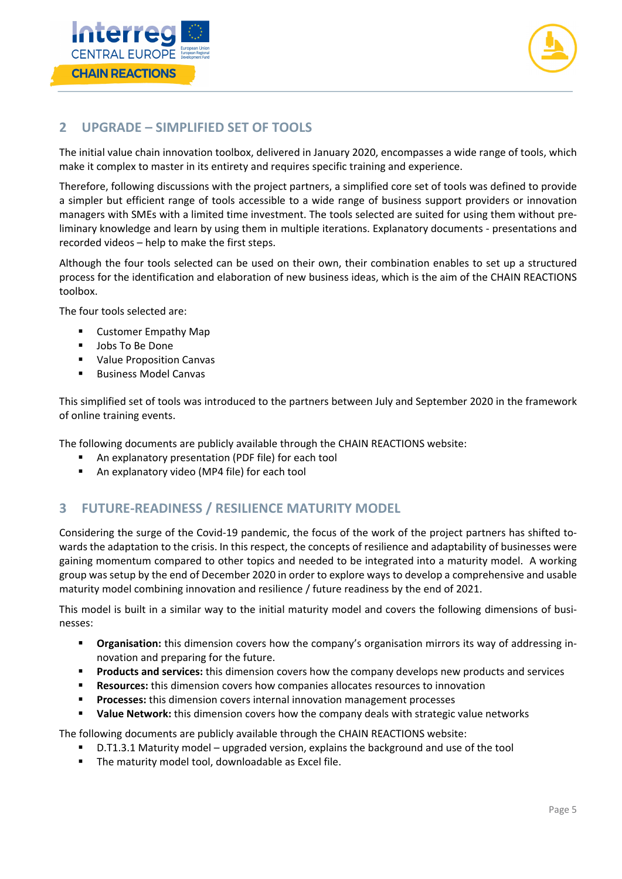## 2 UPGRADE – SIMPLIFIED SET OF TOOLS

The initial value chain innovation toolbox, delivered in January 2020, encompasses a wide range of tools, which make it complex to master in its entirety and requires specific training and experience.

Therefore, following discussions with the project partners, a simplified core set of tools was defined to provide a simpler but efficient range of tools accessible to a wide range of business support providers or innovation managers with SMEs with a limited time investment. The tools selected are suited for using them without preliminary knowledge and learn by using them in multiple iterations. Explanatory documents - presentations and recorded videos – help to make the first steps.

Although the four tools selected can be used on their own, their combination enables to set up a structured process for the identification and elaboration of new business ideas, which is the aim of the CHAIN REACTIONS toolbox.

The four tools selected are:

- Customer Empathy Map
- Jobs To Be Done
- Value Proposition Canvas
- Business Model Canvas

This simplified set of tools was introduced to the partners between July and September 2020 in the framework of online training events.

The following documents are publicly available through the CHAIN REACTIONS website:

- An explanatory presentation (PDF file) for each tool
- An explanatory video (MP4 file) for each tool

## 3 FUTURE-READINESS / RESILIENCE MATURITY MODEL

Considering the surge of the Covid-19 pandemic, the focus of the work of the project partners has shifted towards the adaptation to the crisis. In this respect, the concepts of resilience and adaptability of businesses were gaining momentum compared to other topics and needed to be integrated into a maturity model. A working group was setup by the end of December 2020 in order to explore ways to develop a comprehensive and usable maturity model combining innovation and resilience / future readiness by the end of 2021.

This model is built in a similar way to the initial maturity model and covers the following dimensions of businesses:

- **Organisation:** this dimension covers how the company's organisation mirrors its way of addressing innovation and preparing for the future.
- **Products and services:** this dimension covers how the company develops new products and services
- **Resources:** this dimension covers how companies allocates resources to innovation
- **Processes:** this dimension covers internal innovation management processes
- **Value Network:** this dimension covers how the company deals with strategic value networks

The following documents are publicly available through the CHAIN REACTIONS website:

- D.T1.3.1 Maturity model – upgraded version, explains the background and use of the tool
- The maturity model tool, downloadable as Excel file.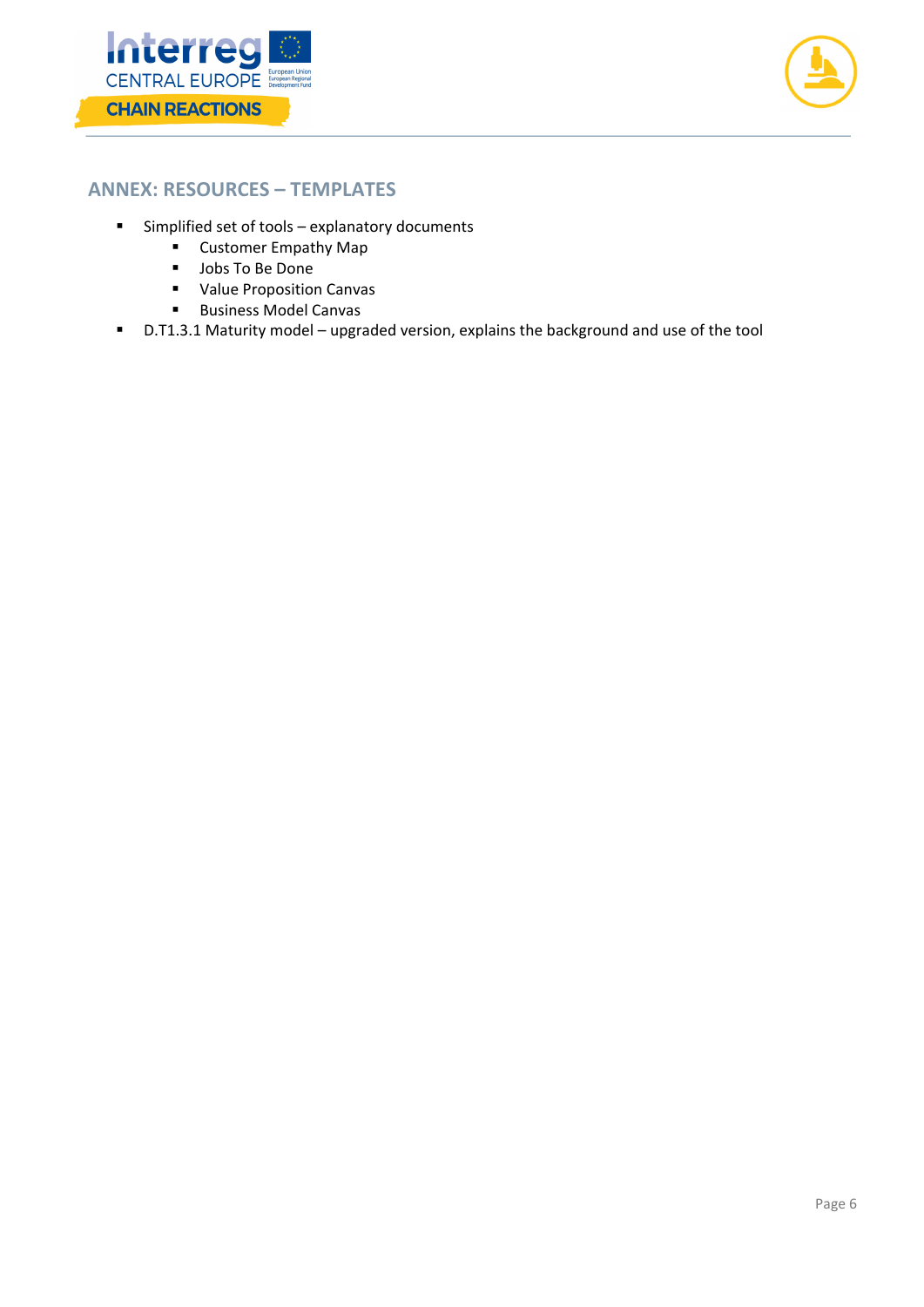## ANNEX: RESOURCES – TEMPLATES

- Simplified set of tools – explanatory documents
    - Customer Empathy Map
    - Jobs To Be Done
    - Value Proposition Canvas
    - Business Model Canvas
- D.T1.3.1 Maturity model – upgraded version, explains the background and use of the tool